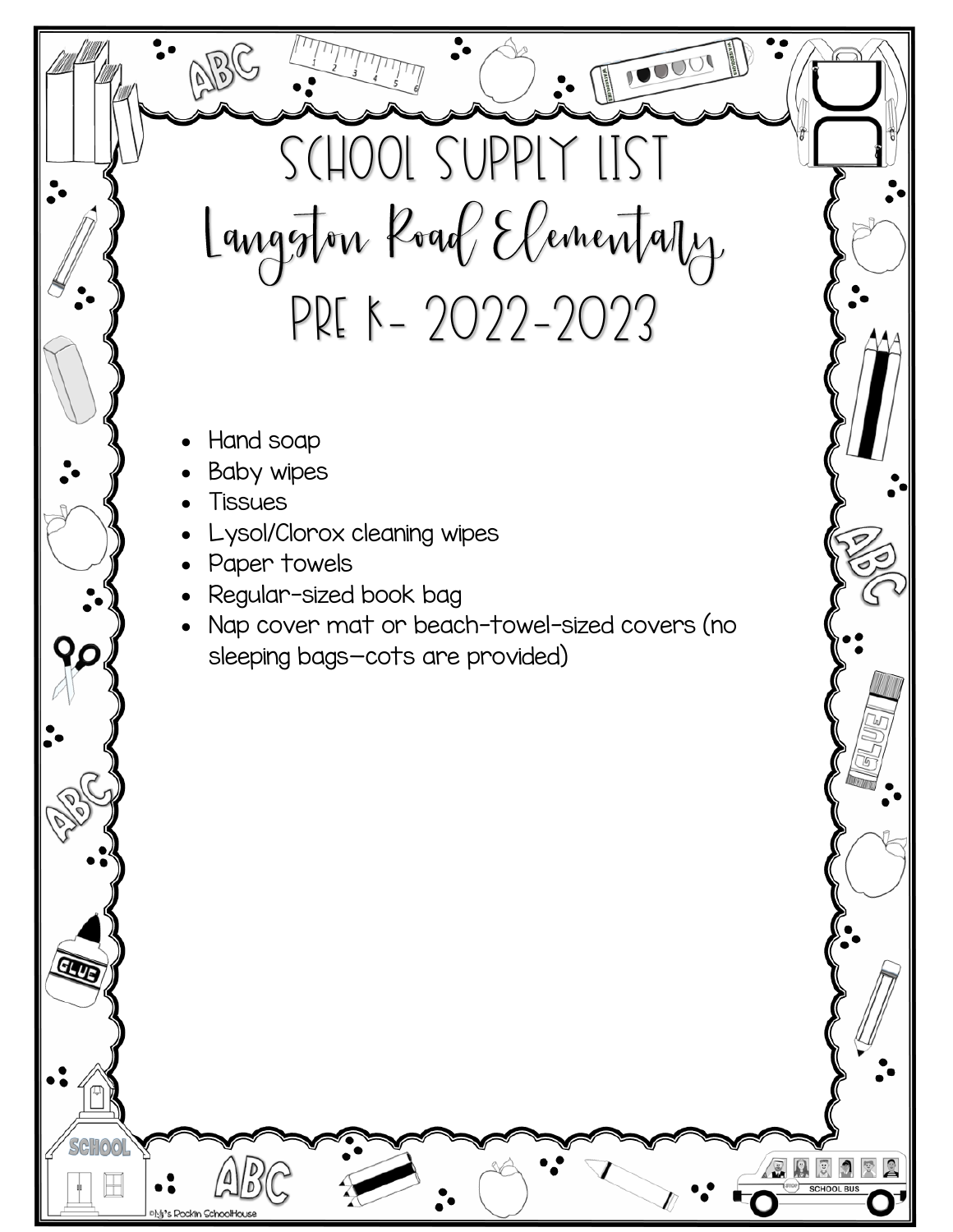# SCHOOL SUPPLY LIST

## Langston Road Elementary

## PRE K- 2022-2023

- Hand soap
- Baby wipes
- Tissues
- Lysol/Clorox cleaning wipes
- Paper towels
- Regular-sized book bag
- Nap cover mat or beach-towel-sized covers (no sleeping bags—cots are provided)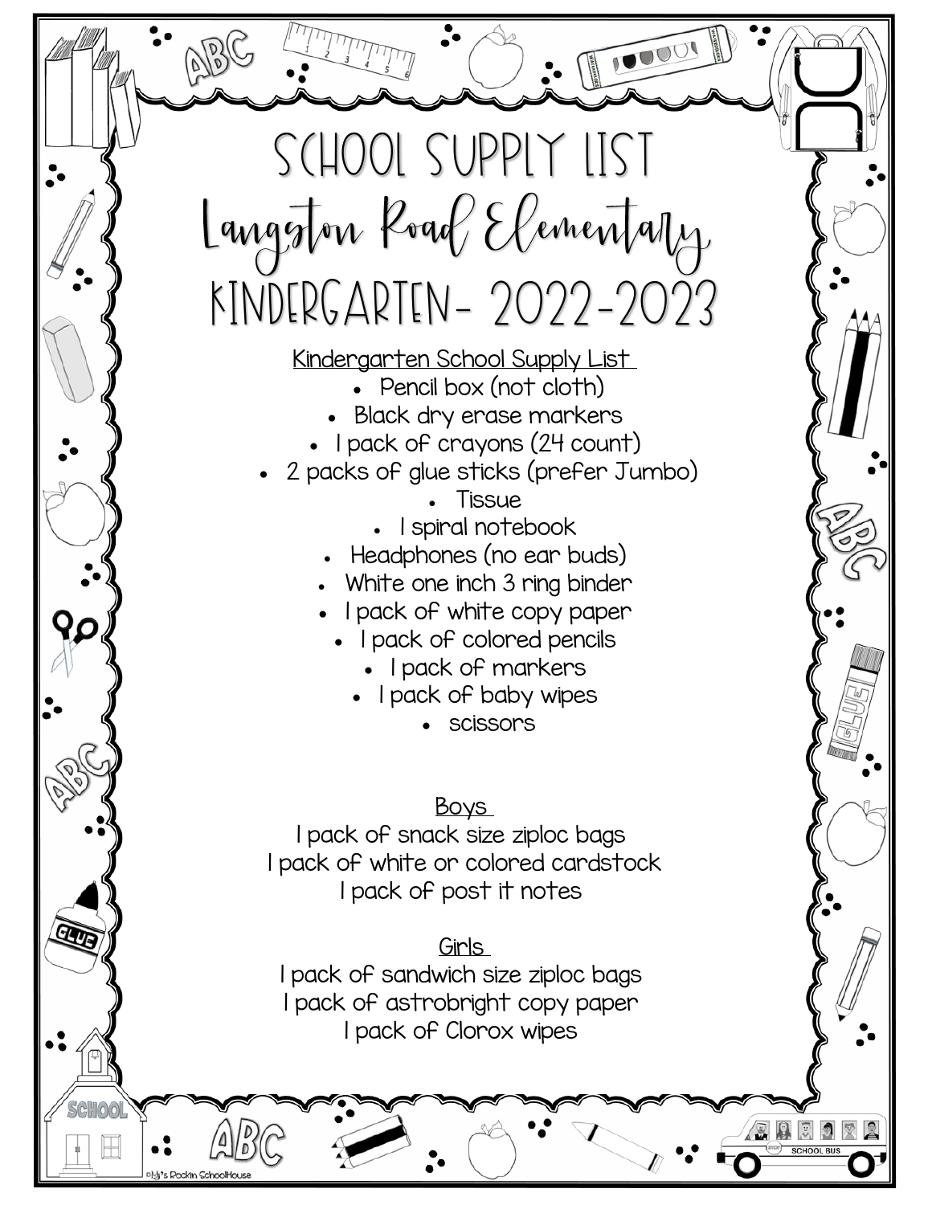# SCHOOL SUPPLY LIST

# Langston Road Elementary

# KINDERGARTEN- 2022-2023

Kindergarten School Supply List

- Pencil box (not cloth)
- Black dry erase markers
- 1 pack of crayons (24 count)
- 2 packs of glue sticks (prefer Jumbo)
- Tissue
- 1 spiral notebook
- Headphones (no ear buds)
- White one inch 3 ring binder
- 1 pack of white copy paper
- 1 pack of colored pencils
- 1 pack of markers
- 1 pack of baby wipes
- scissors

Boys

1 pack of snack size ziploc bags
1 pack of white or colored cardstock
1 pack of post it notes

Girls

1 pack of sandwich size ziploc bags
1 pack of astrobright copy paper
1 pack of Clorox wipes

©My's Rockin SchoolHouse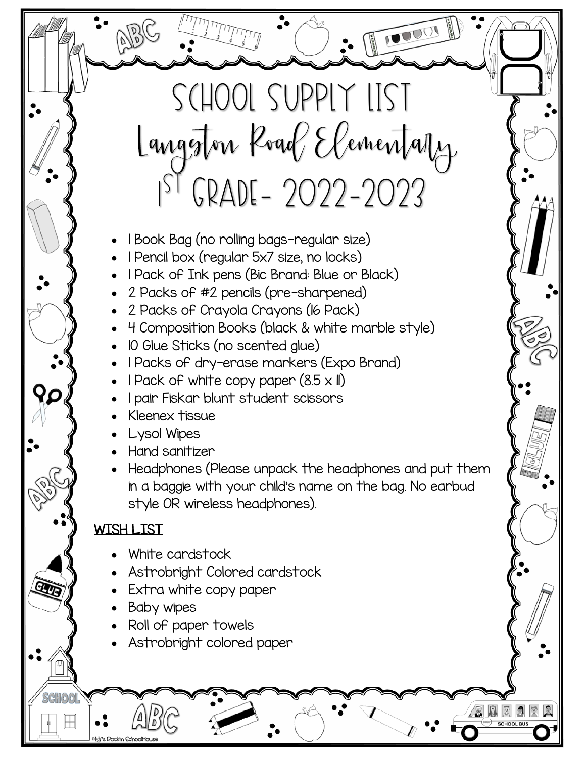# SCHOOL SUPPLY LIST
# Langston Road Elementary
# 1ST GRADE- 2022-2023

- 1 Book Bag (no rolling bags-regular size)
- 1 Pencil box (regular 5x7 size, no locks)
- 1 Pack of Ink pens (Bic Brand: Blue or Black)
- 2 Packs of #2 pencils (pre-sharpened)
- 2 Packs of Crayola Crayons (16 Pack)
- 4 Composition Books (black & white marble style)
- 10 Glue Sticks (no scented glue)
- 1 Packs of dry-erase markers (Expo Brand)
- 1 Pack of white copy paper (8.5 x 11)
- 1 pair Fiskar blunt student scissors
- Kleenex tissue
- Lysol Wipes
- Hand sanitizer
- Headphones (Please unpack the headphones and put them in a baggie with your child's name on the bag. No earbud style OR wireless headphones).

<u>WISH LIST</u>

- White cardstock
- Astrobright Colored cardstock
- Extra white copy paper
- Baby wipes
- Roll of paper towels
- Astrobright colored paper

©M's Rockin SchoolHouse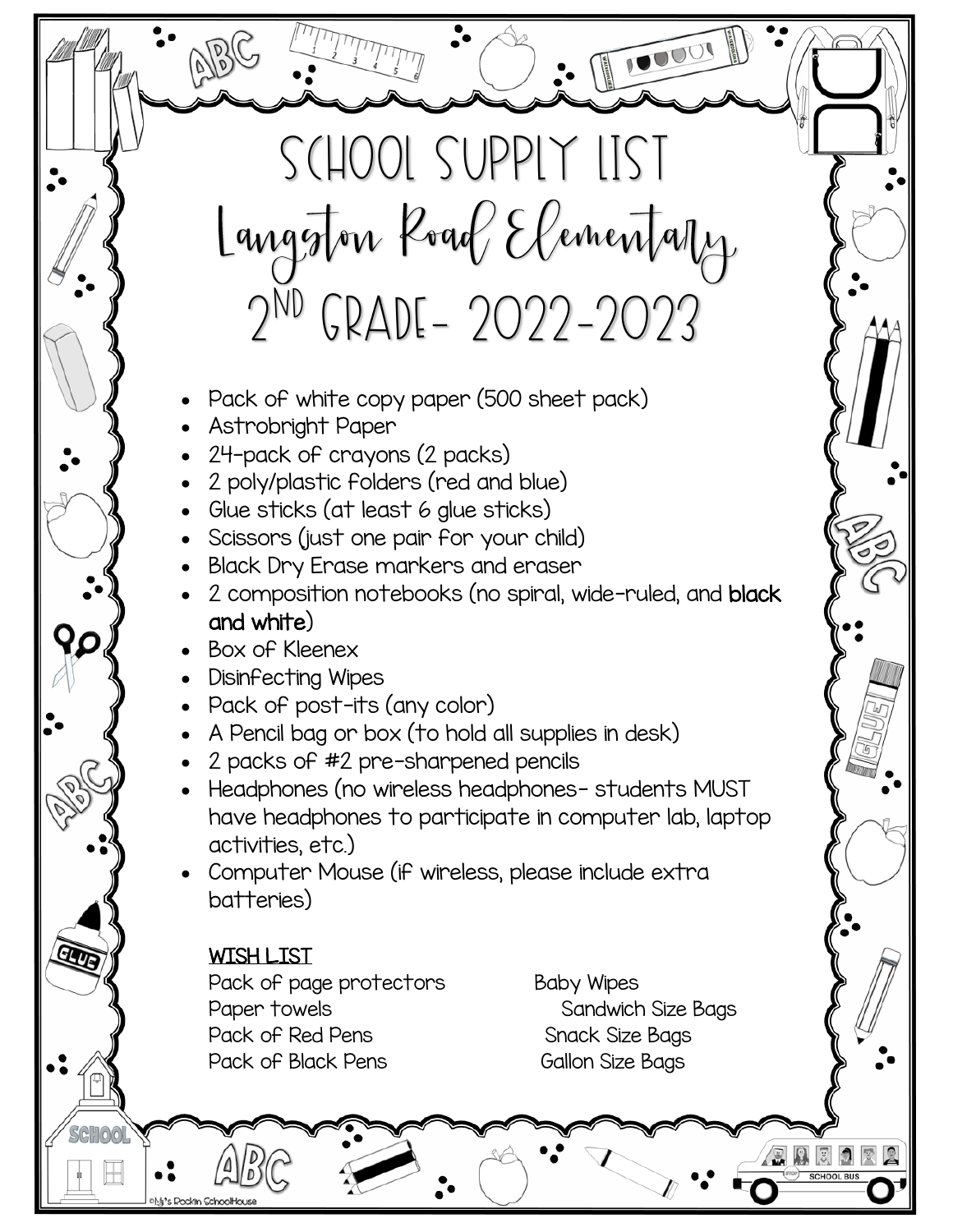# SCHOOL SUPPLY LIST
# Langston Road Elementary
# 2ND GRADE- 2022-2023

- Pack of white copy paper (500 sheet pack)
- Astrobright Paper
- 24-pack of crayons (2 packs)
- 2 poly/plastic folders (red and blue)
- Glue sticks (at least 6 glue sticks)
- Scissors (just one pair for your child)
- Black Dry Erase markers and eraser
- 2 composition notebooks (no spiral, wide-ruled, and **black and white**)
- Box of Kleenex
- Disinfecting Wipes
- Pack of post-its (any color)
- A Pencil bag or box (to hold all supplies in desk)
- 2 packs of #2 pre-sharpened pencils
- Headphones (no wireless headphones- students MUST have headphones to participate in computer lab, laptop activities, etc.)
- Computer Mouse (if wireless, please include extra batteries)

<u>WISH LIST</u>

Pack of page protectors
Paper towels
Pack of Red Pens
Pack of Black Pens
Baby Wipes
Sandwich Size Bags
Snack Size Bags
Gallon Size Bags

©My's Rockin SchoolHouse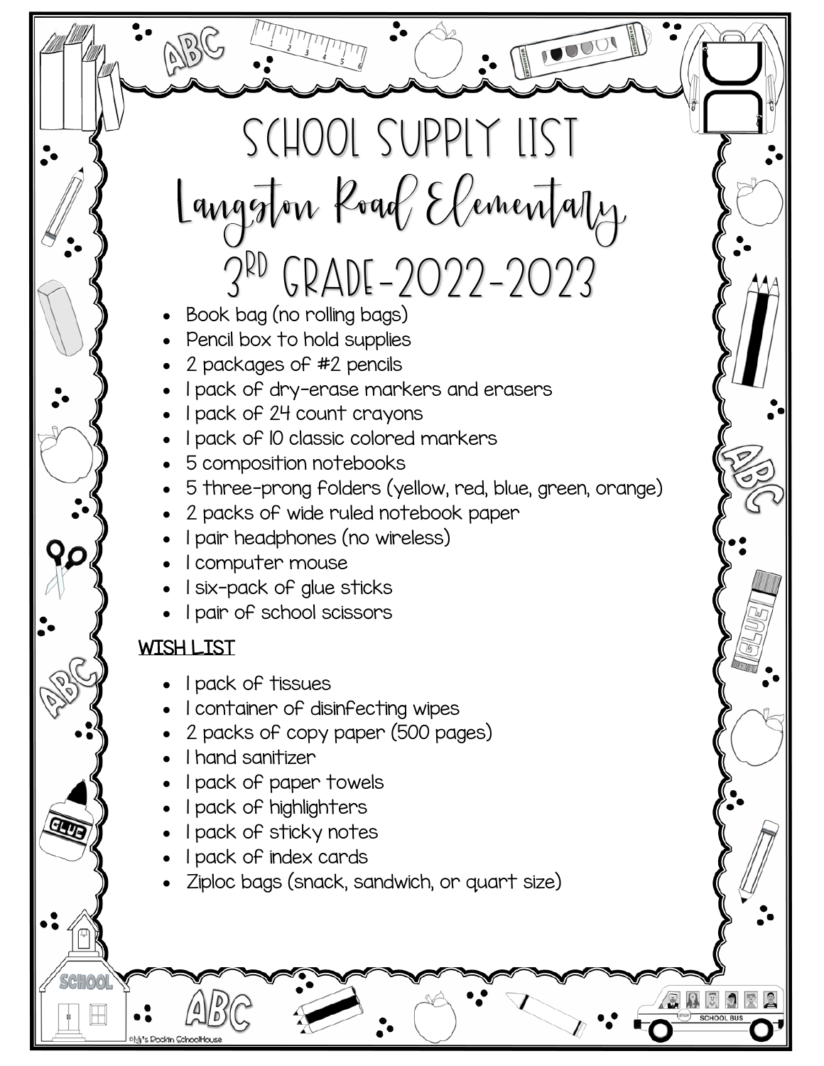# SCHOOL SUPPLY LIST
# Langston Road Elementary
# 3RD GRADE-2022-2023

- Book bag (no rolling bags)
- Pencil box to hold supplies
- 2 packages of #2 pencils
- 1 pack of dry-erase markers and erasers
- 1 pack of 24 count crayons
- 1 pack of 10 classic colored markers
- 5 composition notebooks
- 5 three-prong folders (yellow, red, blue, green, orange)
- 2 packs of wide ruled notebook paper
- 1 pair headphones (no wireless)
- 1 computer mouse
- 1 six-pack of glue sticks
- 1 pair of school scissors

<u>WISH LIST</u>

- 1 pack of tissues
- 1 container of disinfecting wipes
- 2 packs of copy paper (500 pages)
- 1 hand sanitizer
- 1 pack of paper towels
- 1 pack of highlighters
- 1 pack of sticky notes
- 1 pack of index cards
- Ziploc bags (snack, sandwich, or quart size)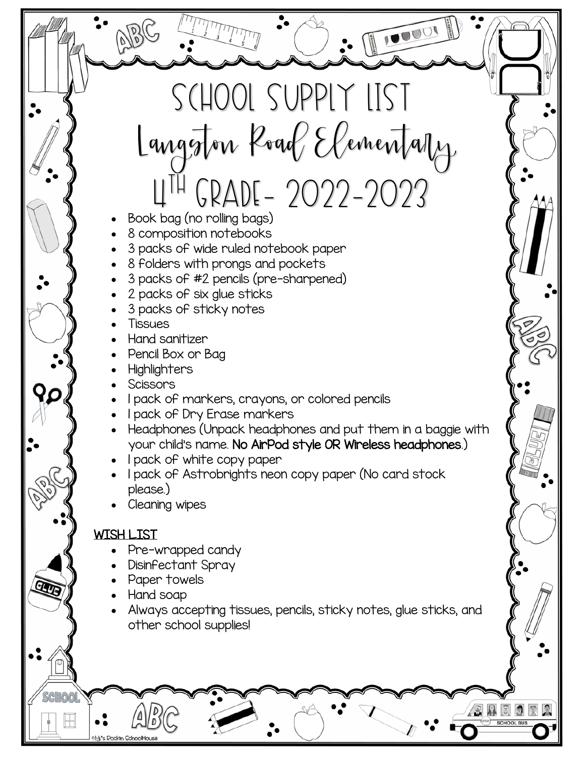# SCHOOL SUPPLY LIST
# Langston Road Elementary
# 4TH GRADE- 2022-2023

- Book bag (no rolling bags)
- 8 composition notebooks
- 3 packs of wide ruled notebook paper
- 8 folders with prongs and pockets
- 3 packs of #2 pencils (pre-sharpened)
- 2 packs of six glue sticks
- 3 packs of sticky notes
- Tissues
- Hand sanitizer
- Pencil Box or Bag
- Highlighters
- Scissors
- 1 pack of markers, crayons, or colored pencils
- 1 pack of Dry Erase markers
- Headphones (Unpack headphones and put them in a baggie with your child's name. **No AirPod style OR Wireless headphones**.)
- 1 pack of white copy paper
- 1 pack of Astrobrights neon copy paper (No card stock please.)
- Cleaning wipes

**WISH LIST**

- Pre-wrapped candy
- Disinfectant Spray
- Paper towels
- Hand soap
- Always accepting tissues, pencils, sticky notes, glue sticks, and other school supplies!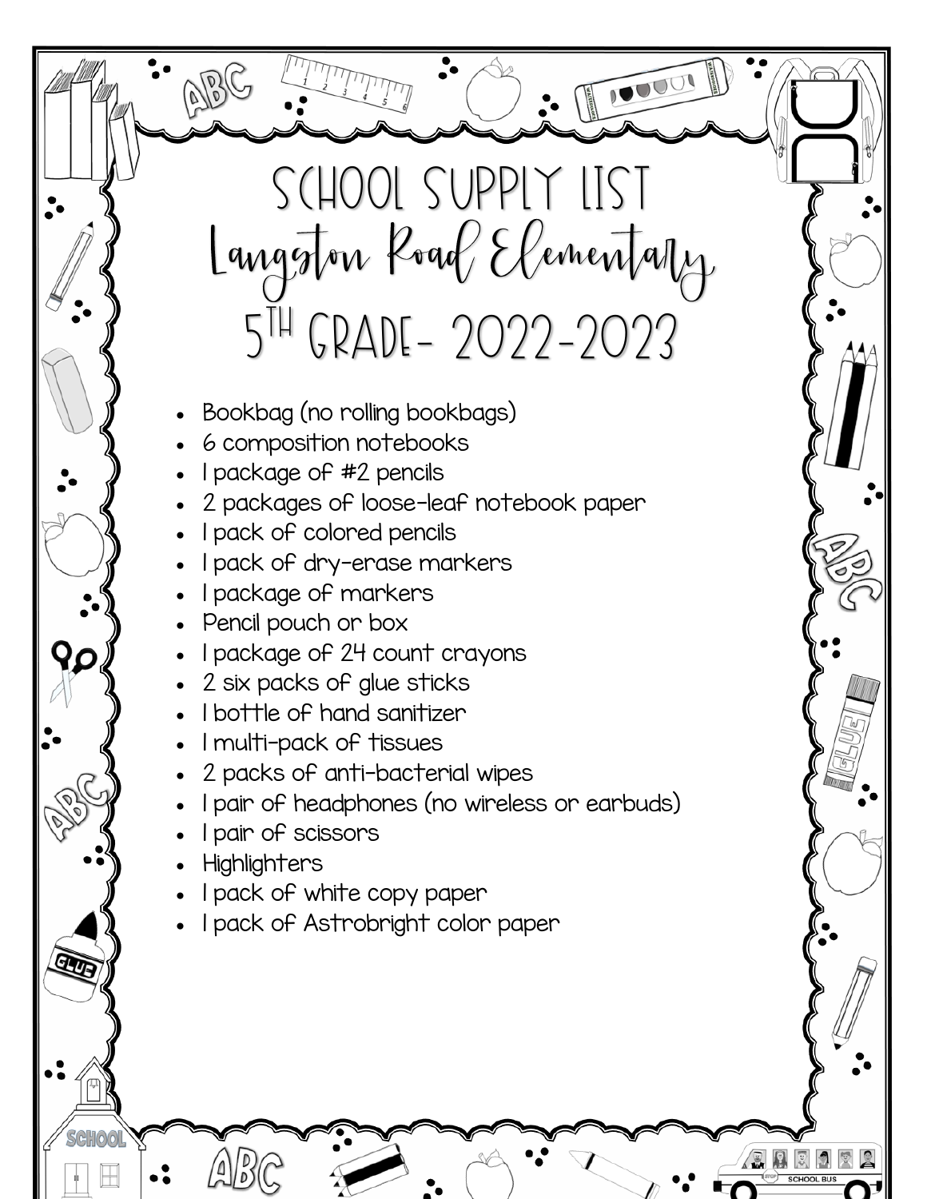# SCHOOL SUPPLY LIST
# Langston Road Elementary
# 5TH GRADE- 2022-2023

- Bookbag (no rolling bookbags)
- 6 composition notebooks
- 1 package of #2 pencils
- 2 packages of loose-leaf notebook paper
- 1 pack of colored pencils
- 1 pack of dry-erase markers
- 1 package of markers
- Pencil pouch or box
- 1 package of 24 count crayons
- 2 six packs of glue sticks
- 1 bottle of hand sanitizer
- 1 multi-pack of tissues
- 2 packs of anti-bacterial wipes
- 1 pair of headphones (no wireless or earbuds)
- 1 pair of scissors
- Highlighters
- 1 pack of white copy paper
- 1 pack of Astrobright color paper